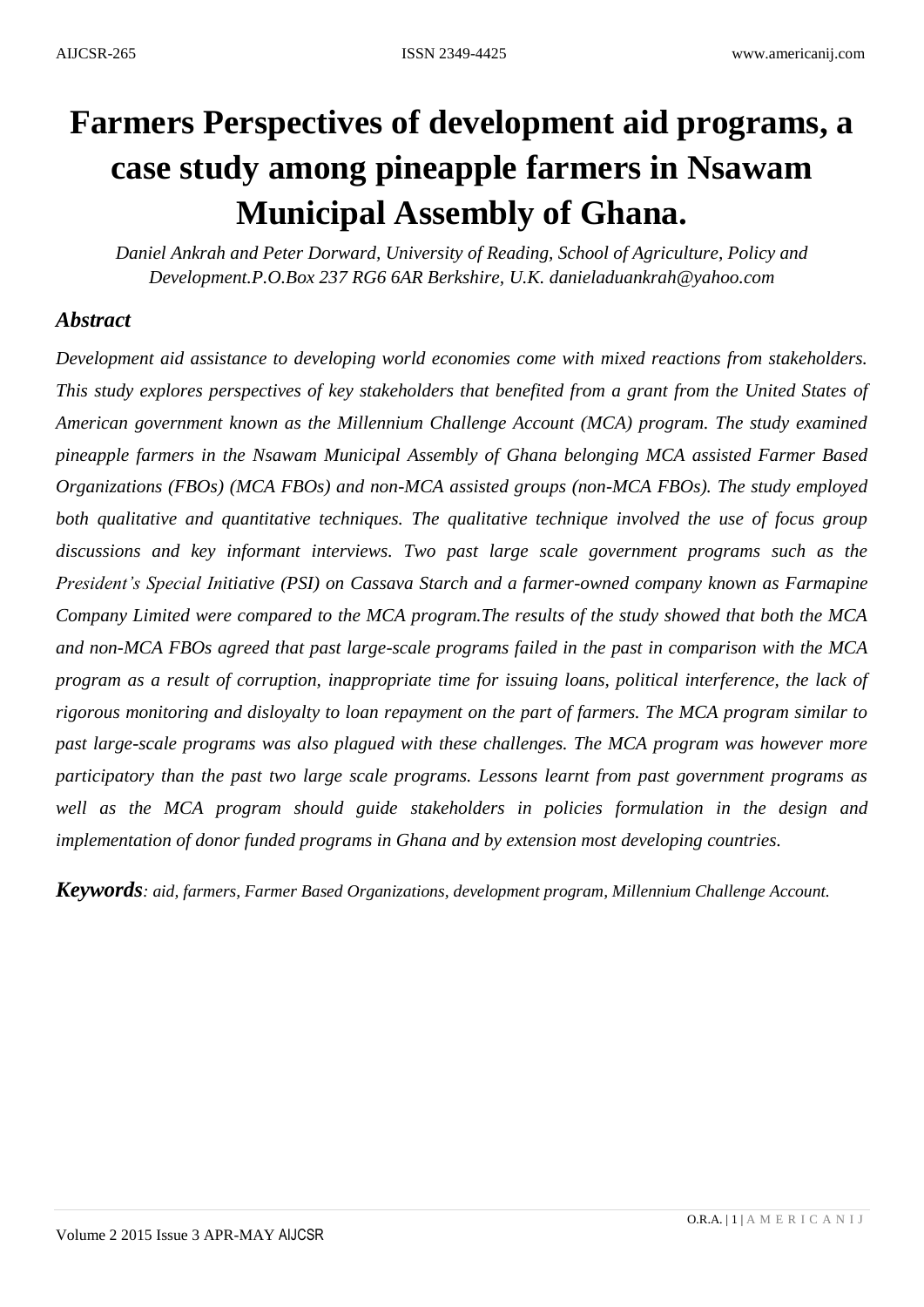# Farmers Perspectives of development aid programs, a case study among pineapple farmers in Nsawam Municipal Assembly of Ghana.

*Daniel Ankrah and Peter Dorward, University of Reading, School of Agriculture, Policy and Development.P.O.Box 237 RG6 6AR Berkshire, U.K. danieladuankrah@yahoo.com*

## *Abstract*

*Development aid assistance to developing world economies come with mixed reactions from stakeholders. This study explores perspectives of key stakeholders that benefited from a grant from the United States of American government known as the Millennium Challenge Account (MCA) program. The study examined pineapple farmers in the Nsawam Municipal Assembly of Ghana belonging MCA assisted Farmer Based Organizations (FBOs) (MCA FBOs) and non-MCA assisted groups (non-MCA FBOs). The study employed both qualitative and quantitative techniques. The qualitative technique involved the use of focus group discussions and key informant interviews. Two past large scale government programs such as the President's Special Initiative (PSI) on Cassava Starch and a farmer-owned company known as Farmapine Company Limited were compared to the MCA program.The results of the study showed that both the MCA and non-MCA FBOs agreed that past large-scale programs failed in the past in comparison with the MCA program as a result of corruption, inappropriate time for issuing loans, political interference, the lack of rigorous monitoring and disloyalty to loan repayment on the part of farmers. The MCA program similar to past large-scale programs was also plagued with these challenges. The MCA program was however more participatory than the past two large scale programs. Lessons learnt from past government programs as well as the MCA program should guide stakeholders in policies formulation in the design and implementation of donor funded programs in Ghana and by extension most developing countries.*

***Keywords****: aid, farmers, Farmer Based Organizations, development program, Millennium Challenge Account.*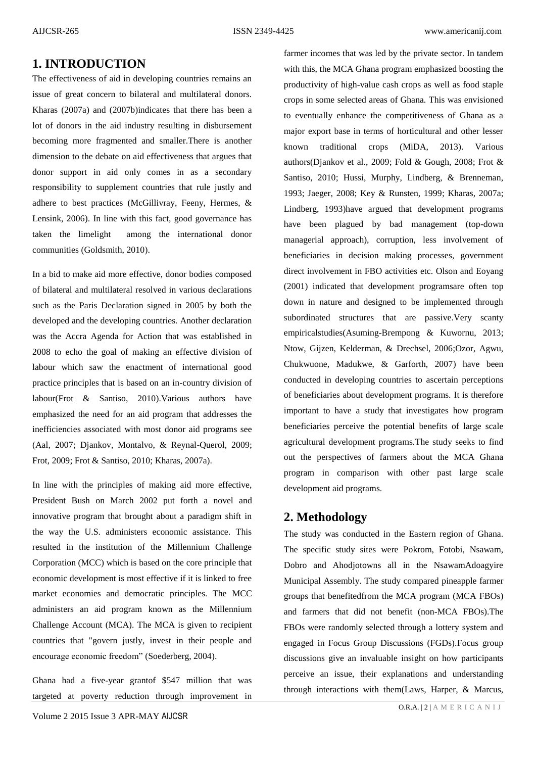## 1. INTRODUCTION

The effectiveness of aid in developing countries remains an issue of great concern to bilateral and multilateral donors. Kharas (2007a) and (2007b)indicates that there has been a lot of donors in the aid industry resulting in disbursement becoming more fragmented and smaller.There is another dimension to the debate on aid effectiveness that argues that donor support in aid only comes in as a secondary responsibility to supplement countries that rule justly and adhere to best practices (McGillivray, Feeny, Hermes, & Lensink, 2006). In line with this fact, good governance has taken the limelight among the international donor communities (Goldsmith, 2010).

In a bid to make aid more effective, donor bodies composed of bilateral and multilateral resolved in various declarations such as the Paris Declaration signed in 2005 by both the developed and the developing countries. Another declaration was the Accra Agenda for Action that was established in 2008 to echo the goal of making an effective division of labour which saw the enactment of international good practice principles that is based on an in-country division of labour(Frot & Santiso, 2010).Various authors have emphasized the need for an aid program that addresses the inefficiencies associated with most donor aid programs see (Aal, 2007; Djankov, Montalvo, & Reynal-Querol, 2009; Frot, 2009; Frot & Santiso, 2010; Kharas, 2007a).

In line with the principles of making aid more effective, President Bush on March 2002 put forth a novel and innovative program that brought about a paradigm shift in the way the U.S. administers economic assistance. This resulted in the institution of the Millennium Challenge Corporation (MCC) which is based on the core principle that economic development is most effective if it is linked to free market economies and democratic principles. The MCC administers an aid program known as the Millennium Challenge Account (MCA). The MCA is given to recipient countries that "govern justly, invest in their people and encourage economic freedom" (Soederberg, 2004).

Ghana had a five-year grantof $547 million that was targeted at poverty reduction through improvement in farmer incomes that was led by the private sector. In tandem with this, the MCA Ghana program emphasized boosting the productivity of high-value cash crops as well as food staple crops in some selected areas of Ghana. This was envisioned to eventually enhance the competitiveness of Ghana as a major export base in terms of horticultural and other lesser known traditional crops (MiDA, 2013). Various authors(Djankov et al., 2009; Fold & Gough, 2008; Frot & Santiso, 2010; Hussi, Murphy, Lindberg, & Brenneman, 1993; Jaeger, 2008; Key & Runsten, 1999; Kharas, 2007a; Lindberg, 1993)have argued that development programs have been plagued by bad management (top-down managerial approach), corruption, less involvement of beneficiaries in decision making processes, government direct involvement in FBO activities etc. Olson and Eoyang (2001) indicated that development programsare often top down in nature and designed to be implemented through subordinated structures that are passive.Very scanty empiricalstudies(Asuming-Brempong & Kuwornu, 2013; Ntow, Gijzen, Kelderman, & Drechsel, 2006;Ozor, Agwu, Chukwuone, Madukwe, & Garforth, 2007) have been conducted in developing countries to ascertain perceptions of beneficiaries about development programs. It is therefore important to have a study that investigates how program beneficiaries perceive the potential benefits of large scale agricultural development programs.The study seeks to find out the perspectives of farmers about the MCA Ghana program in comparison with other past large scale development aid programs.

## 2. Methodology

The study was conducted in the Eastern region of Ghana. The specific study sites were Pokrom, Fotobi, Nsawam, Dobro and Ahodjotowns all in the NsawamAdoagyire Municipal Assembly. The study compared pineapple farmer groups that benefitedfrom the MCA program (MCA FBOs) and farmers that did not benefit (non-MCA FBOs).The FBOs were randomly selected through a lottery system and engaged in Focus Group Discussions (FGDs).Focus group discussions give an invaluable insight on how participants perceive an issue, their explanations and understanding through interactions with them(Laws, Harper, & Marcus,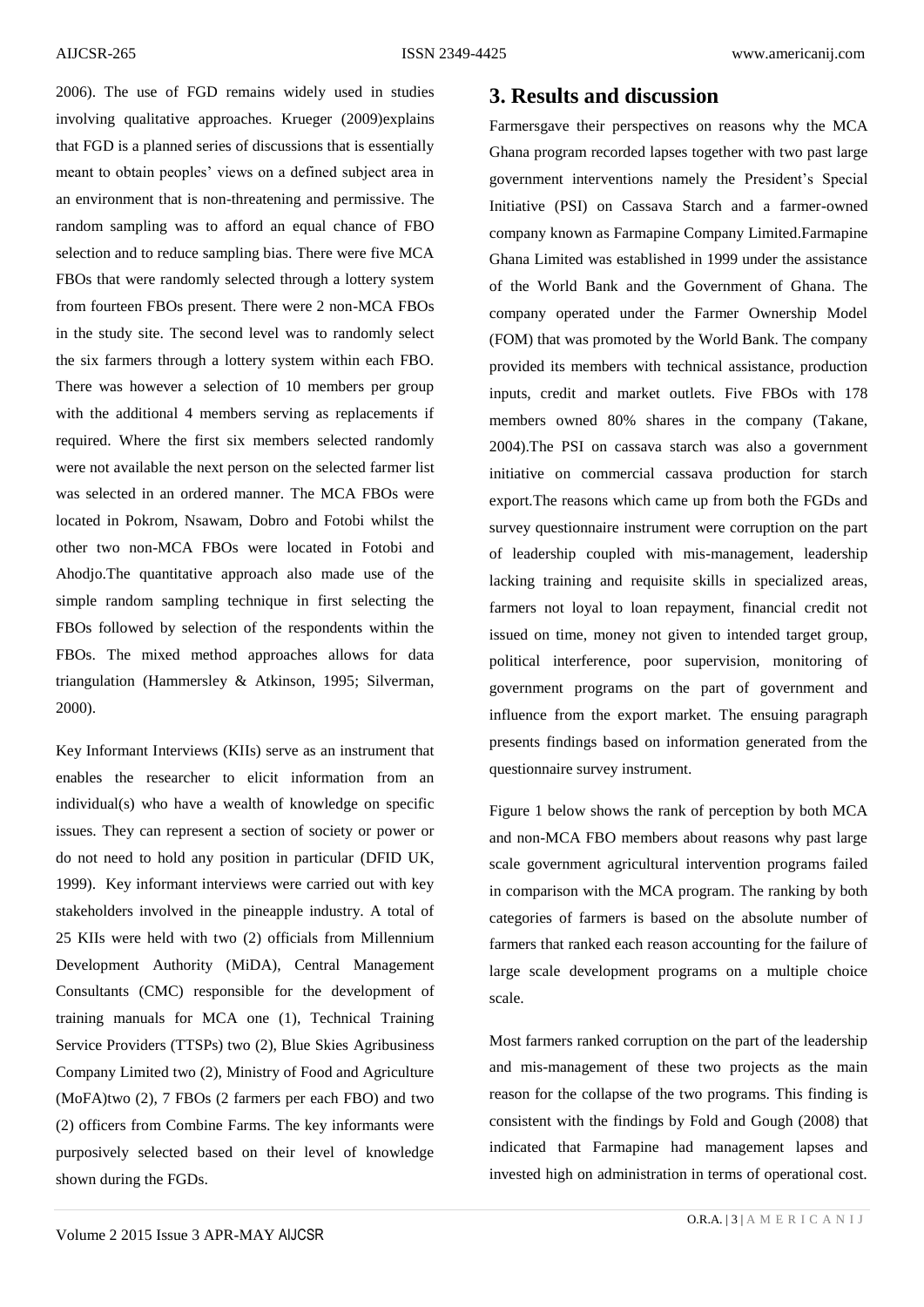2006). The use of FGD remains widely used in studies involving qualitative approaches. Krueger (2009)explains that FGD is a planned series of discussions that is essentially meant to obtain peoples' views on a defined subject area in an environment that is non-threatening and permissive. The random sampling was to afford an equal chance of FBO selection and to reduce sampling bias. There were five MCA FBOs that were randomly selected through a lottery system from fourteen FBOs present. There were 2 non-MCA FBOs in the study site. The second level was to randomly select the six farmers through a lottery system within each FBO. There was however a selection of 10 members per group with the additional 4 members serving as replacements if required. Where the first six members selected randomly were not available the next person on the selected farmer list was selected in an ordered manner. The MCA FBOs were located in Pokrom, Nsawam, Dobro and Fotobi whilst the other two non-MCA FBOs were located in Fotobi and Ahodjo.The quantitative approach also made use of the simple random sampling technique in first selecting the FBOs followed by selection of the respondents within the FBOs. The mixed method approaches allows for data triangulation (Hammersley & Atkinson, 1995; Silverman, 2000).

Key Informant Interviews (KIIs) serve as an instrument that enables the researcher to elicit information from an individual(s) who have a wealth of knowledge on specific issues. They can represent a section of society or power or do not need to hold any position in particular (DFID UK, 1999). Key informant interviews were carried out with key stakeholders involved in the pineapple industry. A total of 25 KIIs were held with two (2) officials from Millennium Development Authority (MiDA), Central Management Consultants (CMC) responsible for the development of training manuals for MCA one (1), Technical Training Service Providers (TTSPs) two (2), Blue Skies Agribusiness Company Limited two (2), Ministry of Food and Agriculture (MoFA)two (2), 7 FBOs (2 farmers per each FBO) and two (2) officers from Combine Farms. The key informants were purposively selected based on their level of knowledge shown during the FGDs.

## 3. Results and discussion

Farmersgave their perspectives on reasons why the MCA Ghana program recorded lapses together with two past large government interventions namely the President's Special Initiative (PSI) on Cassava Starch and a farmer-owned company known as Farmapine Company Limited.Farmapine Ghana Limited was established in 1999 under the assistance of the World Bank and the Government of Ghana. The company operated under the Farmer Ownership Model (FOM) that was promoted by the World Bank. The company provided its members with technical assistance, production inputs, credit and market outlets. Five FBOs with 178 members owned 80% shares in the company (Takane, 2004).The PSI on cassava starch was also a government initiative on commercial cassava production for starch export.The reasons which came up from both the FGDs and survey questionnaire instrument were corruption on the part of leadership coupled with mis-management, leadership lacking training and requisite skills in specialized areas, farmers not loyal to loan repayment, financial credit not issued on time, money not given to intended target group, political interference, poor supervision, monitoring of government programs on the part of government and influence from the export market. The ensuing paragraph presents findings based on information generated from the questionnaire survey instrument.

Figure 1 below shows the rank of perception by both MCA and non-MCA FBO members about reasons why past large scale government agricultural intervention programs failed in comparison with the MCA program. The ranking by both categories of farmers is based on the absolute number of farmers that ranked each reason accounting for the failure of large scale development programs on a multiple choice scale.

Most farmers ranked corruption on the part of the leadership and mis-management of these two projects as the main reason for the collapse of the two programs. This finding is consistent with the findings by Fold and Gough (2008) that indicated that Farmapine had management lapses and invested high on administration in terms of operational cost.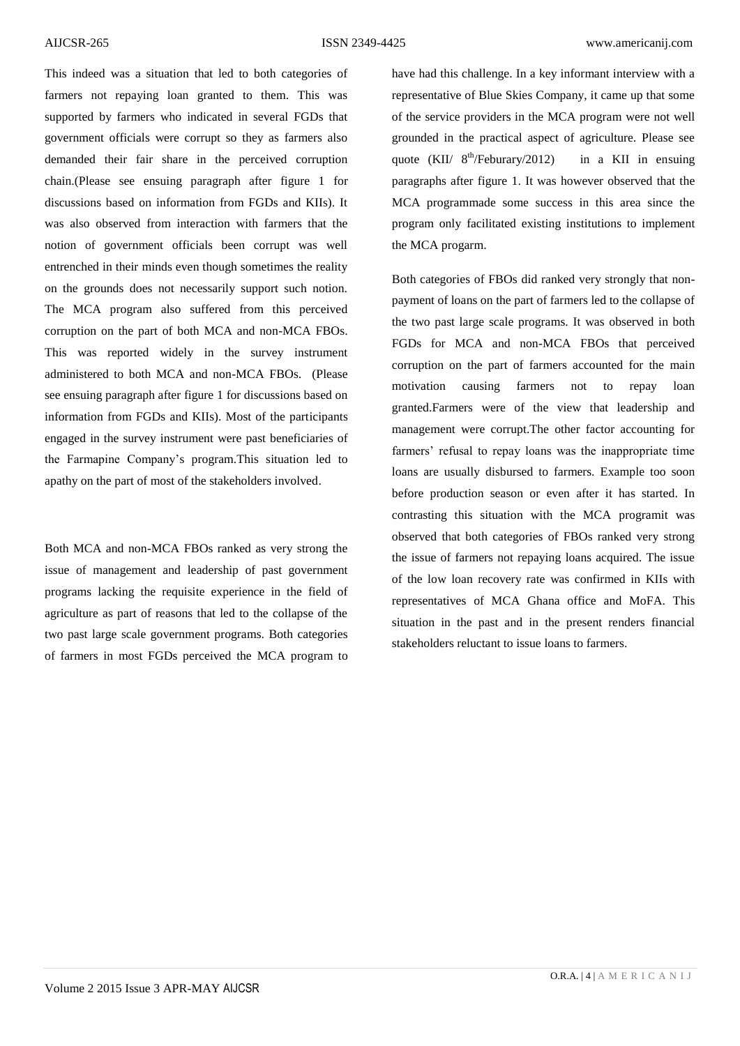This indeed was a situation that led to both categories of farmers not repaying loan granted to them. This was supported by farmers who indicated in several FGDs that government officials were corrupt so they as farmers also demanded their fair share in the perceived corruption chain.(Please see ensuing paragraph after figure 1 for discussions based on information from FGDs and KIIs). It was also observed from interaction with farmers that the notion of government officials been corrupt was well entrenched in their minds even though sometimes the reality on the grounds does not necessarily support such notion. The MCA program also suffered from this perceived corruption on the part of both MCA and non-MCA FBOs. This was reported widely in the survey instrument administered to both MCA and non-MCA FBOs. (Please see ensuing paragraph after figure 1 for discussions based on information from FGDs and KIIs). Most of the participants engaged in the survey instrument were past beneficiaries of the Farmapine Company's program.This situation led to apathy on the part of most of the stakeholders involved.

Both MCA and non-MCA FBOs ranked as very strong the issue of management and leadership of past government programs lacking the requisite experience in the field of agriculture as part of reasons that led to the collapse of the two past large scale government programs. Both categories of farmers in most FGDs perceived the MCA program to have had this challenge. In a key informant interview with a representative of Blue Skies Company, it came up that some of the service providers in the MCA program were not well grounded in the practical aspect of agriculture. Please see quote (KII/ 8th/Feburary/2012) in a KII in ensuing paragraphs after figure 1. It was however observed that the MCA programmade some success in this area since the program only facilitated existing institutions to implement the MCA progarm.

Both categories of FBOs did ranked very strongly that non-payment of loans on the part of farmers led to the collapse of the two past large scale programs. It was observed in both FGDs for MCA and non-MCA FBOs that perceived corruption on the part of farmers accounted for the main motivation causing farmers not to repay loan granted.Farmers were of the view that leadership and management were corrupt.The other factor accounting for farmers' refusal to repay loans was the inappropriate time loans are usually disbursed to farmers. Example too soon before production season or even after it has started. In contrasting this situation with the MCA programit was observed that both categories of FBOs ranked very strong the issue of farmers not repaying loans acquired. The issue of the low loan recovery rate was confirmed in KIIs with representatives of MCA Ghana office and MoFA. This situation in the past and in the present renders financial stakeholders reluctant to issue loans to farmers.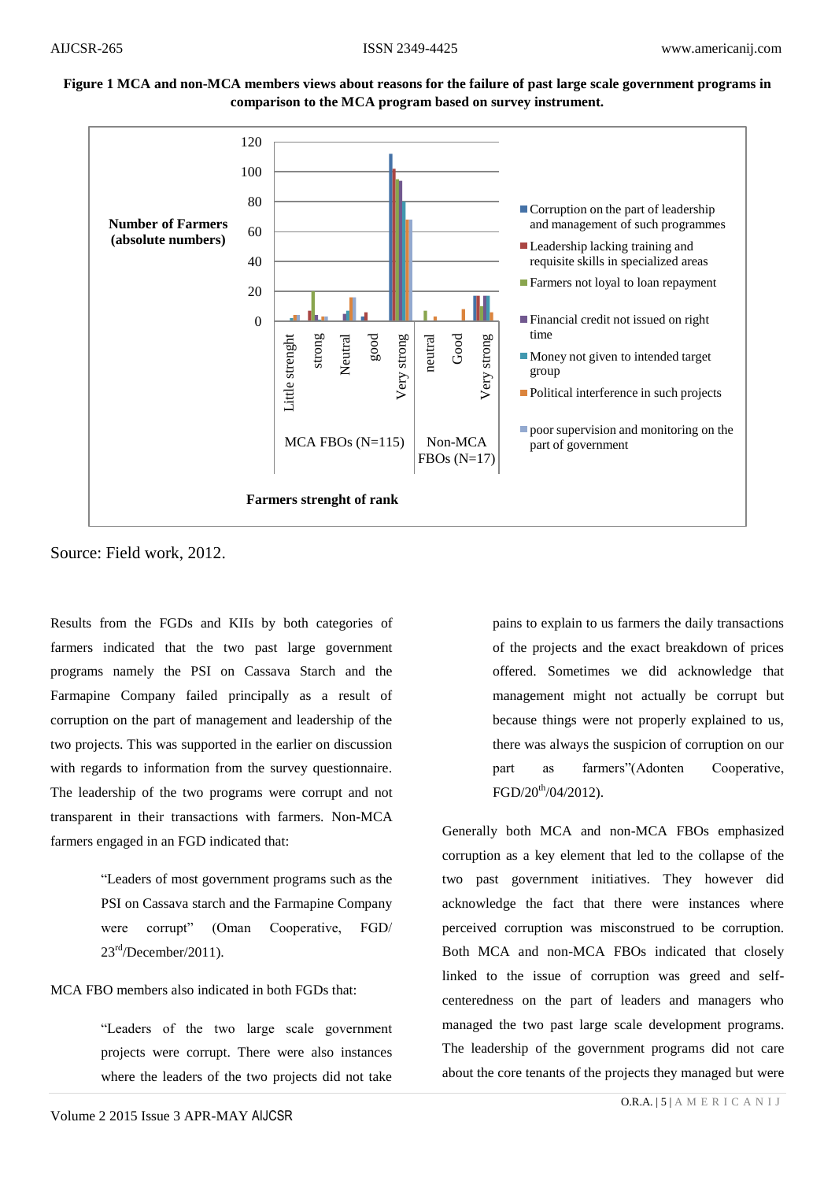**Figure 1 MCA and non-MCA members views about reasons for the failure of past large scale government programs in comparison to the MCA program based on survey instrument.**

Source: Field work, 2012.

Results from the FGDs and KIIs by both categories of farmers indicated that the two past large government programs namely the PSI on Cassava Starch and the Farmapine Company failed principally as a result of corruption on the part of management and leadership of the two projects. This was supported in the earlier on discussion with regards to information from the survey questionnaire. The leadership of the two programs were corrupt and not transparent in their transactions with farmers. Non-MCA farmers engaged in an FGD indicated that:

> "Leaders of most government programs such as the PSI on Cassava starch and the Farmapine Company were corrupt" (Oman Cooperative, FGD/ 23rd/December/2011).

MCA FBO members also indicated in both FGDs that:

> "Leaders of the two large scale government projects were corrupt. There were also instances where the leaders of the two projects did not take pains to explain to us farmers the daily transactions of the projects and the exact breakdown of prices offered. Sometimes we did acknowledge that management might not actually be corrupt but because things were not properly explained to us, there was always the suspicion of corruption on our part as farmers"(Adonten Cooperative, FGD/20th/04/2012).

Generally both MCA and non-MCA FBOs emphasized corruption as a key element that led to the collapse of the two past government initiatives. They however did acknowledge the fact that there were instances where perceived corruption was misconstrued to be corruption. Both MCA and non-MCA FBOs indicated that closely linked to the issue of corruption was greed and self-centeredness on the part of leaders and managers who managed the two past large scale development programs. The leadership of the government programs did not care about the core tenants of the projects they managed but were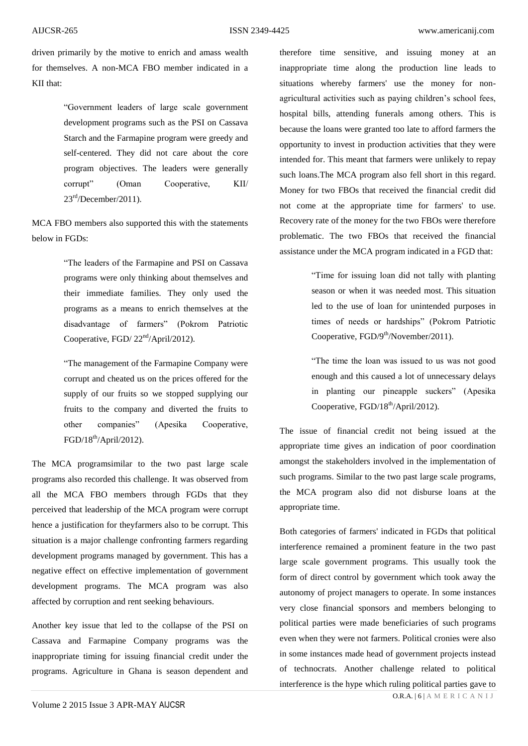driven primarily by the motive to enrich and amass wealth for themselves. A non-MCA FBO member indicated in a KII that:

> "Government leaders of large scale government development programs such as the PSI on Cassava Starch and the Farmapine program were greedy and self-centered. They did not care about the core program objectives. The leaders were generally corrupt" (Oman Cooperative, KII/ 23rd/December/2011).

MCA FBO members also supported this with the statements below in FGDs:

> "The leaders of the Farmapine and PSI on Cassava programs were only thinking about themselves and their immediate families. They only used the programs as a means to enrich themselves at the disadvantage of farmers" (Pokrom Patriotic Cooperative, FGD/ 22nd/April/2012).

> "The management of the Farmapine Company were corrupt and cheated us on the prices offered for the supply of our fruits so we stopped supplying our fruits to the company and diverted the fruits to other companies" (Apesika Cooperative, FGD/18th/April/2012).

The MCA programsimilar to the two past large scale programs also recorded this challenge. It was observed from all the MCA FBO members through FGDs that they perceived that leadership of the MCA program were corrupt hence a justification for theyfarmers also to be corrupt. This situation is a major challenge confronting farmers regarding development programs managed by government. This has a negative effect on effective implementation of government development programs. The MCA program was also affected by corruption and rent seeking behaviours.

Another key issue that led to the collapse of the PSI on Cassava and Farmapine Company programs was the inappropriate timing for issuing financial credit under the programs. Agriculture in Ghana is season dependent and therefore time sensitive, and issuing money at an inappropriate time along the production line leads to situations whereby farmers' use the money for non-agricultural activities such as paying children's school fees, hospital bills, attending funerals among others. This is because the loans were granted too late to afford farmers the opportunity to invest in production activities that they were intended for. This meant that farmers were unlikely to repay such loans.The MCA program also fell short in this regard. Money for two FBOs that received the financial credit did not come at the appropriate time for farmers' to use. Recovery rate of the money for the two FBOs were therefore problematic. The two FBOs that received the financial assistance under the MCA program indicated in a FGD that:

> "Time for issuing loan did not tally with planting season or when it was needed most. This situation led to the use of loan for unintended purposes in times of needs or hardships" (Pokrom Patriotic Cooperative, FGD/9th/November/2011).

> "The time the loan was issued to us was not good enough and this caused a lot of unnecessary delays in planting our pineapple suckers" (Apesika Cooperative, FGD/18th/April/2012).

The issue of financial credit not being issued at the appropriate time gives an indication of poor coordination amongst the stakeholders involved in the implementation of such programs. Similar to the two past large scale programs, the MCA program also did not disburse loans at the appropriate time.

Both categories of farmers' indicated in FGDs that political interference remained a prominent feature in the two past large scale government programs. This usually took the form of direct control by government which took away the autonomy of project managers to operate. In some instances very close financial sponsors and members belonging to political parties were made beneficiaries of such programs even when they were not farmers. Political cronies were also in some instances made head of government projects instead of technocrats. Another challenge related to political interference is the hype which ruling political parties gave to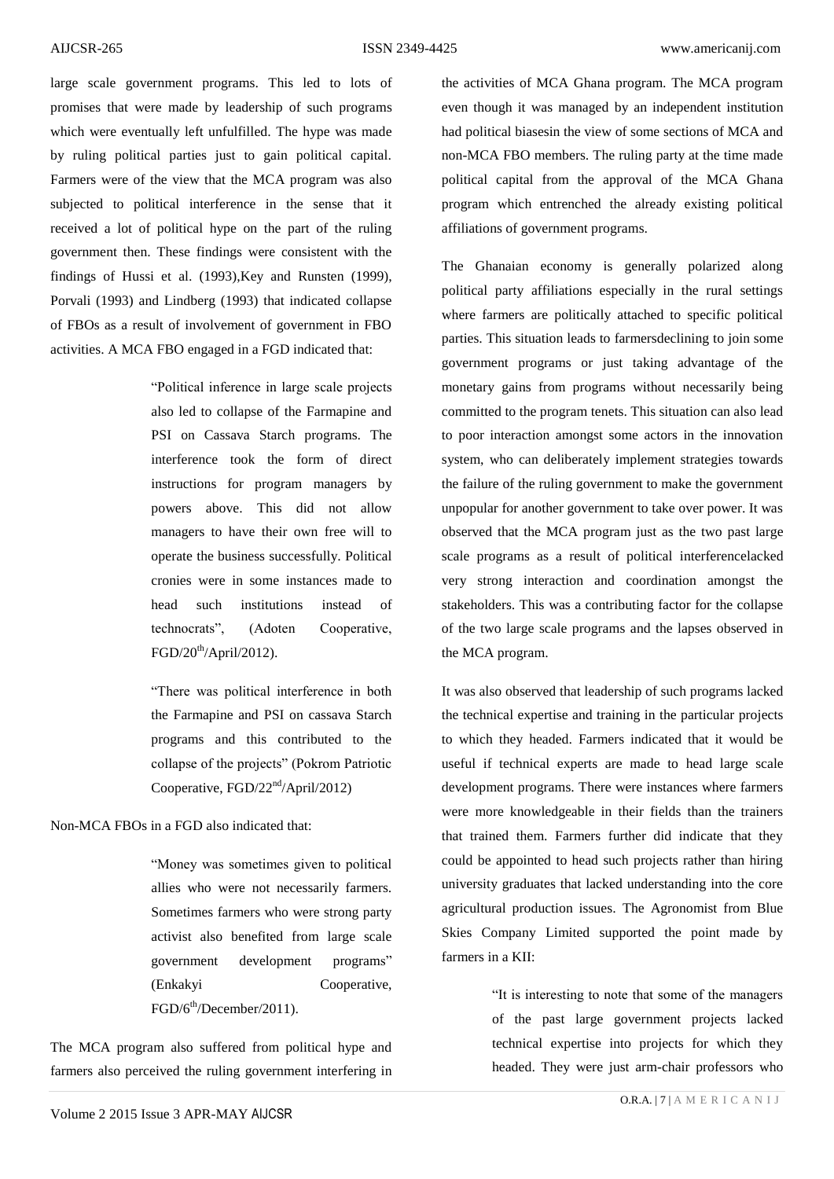large scale government programs. This led to lots of promises that were made by leadership of such programs which were eventually left unfulfilled. The hype was made by ruling political parties just to gain political capital. Farmers were of the view that the MCA program was also subjected to political interference in the sense that it received a lot of political hype on the part of the ruling government then. These findings were consistent with the findings of Hussi et al. (1993),Key and Runsten (1999), Porvali (1993) and Lindberg (1993) that indicated collapse of FBOs as a result of involvement of government in FBO activities. A MCA FBO engaged in a FGD indicated that:

> "Political inference in large scale projects also led to collapse of the Farmapine and PSI on Cassava Starch programs. The interference took the form of direct instructions for program managers by powers above. This did not allow managers to have their own free will to operate the business successfully. Political cronies were in some instances made to head such institutions instead of technocrats", (Adoten Cooperative, FGD/20th/April/2012).

> "There was political interference in both the Farmapine and PSI on cassava Starch programs and this contributed to the collapse of the projects" (Pokrom Patriotic Cooperative, FGD/22nd/April/2012)

Non-MCA FBOs in a FGD also indicated that:

> "Money was sometimes given to political allies who were not necessarily farmers. Sometimes farmers who were strong party activist also benefited from large scale government development programs" (Enkakyi Cooperative, FGD/6th/December/2011).

The MCA program also suffered from political hype and farmers also perceived the ruling government interfering in the activities of MCA Ghana program. The MCA program even though it was managed by an independent institution had political biasesin the view of some sections of MCA and non-MCA FBO members. The ruling party at the time made political capital from the approval of the MCA Ghana program which entrenched the already existing political affiliations of government programs.

The Ghanaian economy is generally polarized along political party affiliations especially in the rural settings where farmers are politically attached to specific political parties. This situation leads to farmersdeclining to join some government programs or just taking advantage of the monetary gains from programs without necessarily being committed to the program tenets. This situation can also lead to poor interaction amongst some actors in the innovation system, who can deliberately implement strategies towards the failure of the ruling government to make the government unpopular for another government to take over power. It was observed that the MCA program just as the two past large scale programs as a result of political interferencelacked very strong interaction and coordination amongst the stakeholders. This was a contributing factor for the collapse of the two large scale programs and the lapses observed in the MCA program.

It was also observed that leadership of such programs lacked the technical expertise and training in the particular projects to which they headed. Farmers indicated that it would be useful if technical experts are made to head large scale development programs. There were instances where farmers were more knowledgeable in their fields than the trainers that trained them. Farmers further did indicate that they could be appointed to head such projects rather than hiring university graduates that lacked understanding into the core agricultural production issues. The Agronomist from Blue Skies Company Limited supported the point made by farmers in a KII:

> "It is interesting to note that some of the managers of the past large government projects lacked technical expertise into projects for which they headed. They were just arm-chair professors who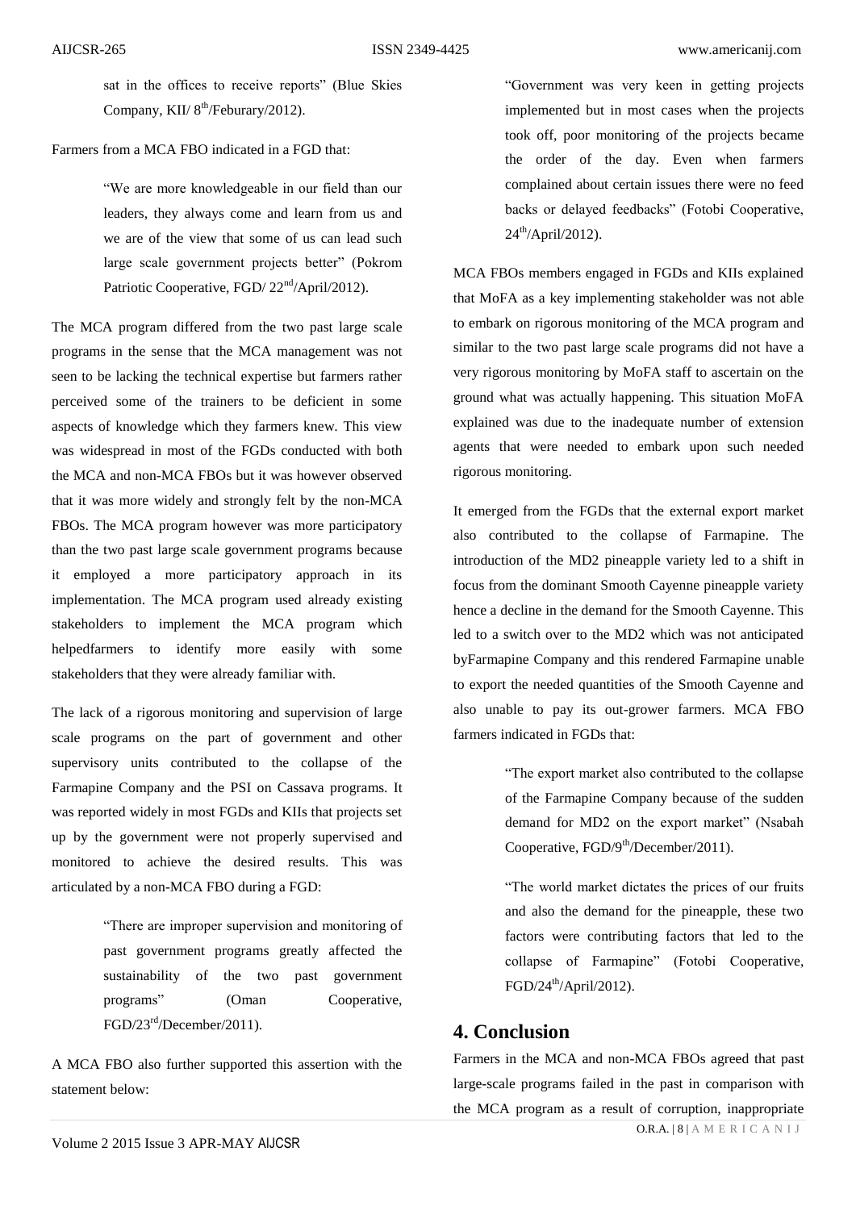sat in the offices to receive reports" (Blue Skies Company, KII/ 8th/Feburary/2012).

Farmers from a MCA FBO indicated in a FGD that:

> "We are more knowledgeable in our field than our leaders, they always come and learn from us and we are of the view that some of us can lead such large scale government projects better" (Pokrom Patriotic Cooperative, FGD/ 22nd/April/2012).

The MCA program differed from the two past large scale programs in the sense that the MCA management was not seen to be lacking the technical expertise but farmers rather perceived some of the trainers to be deficient in some aspects of knowledge which they farmers knew. This view was widespread in most of the FGDs conducted with both the MCA and non-MCA FBOs but it was however observed that it was more widely and strongly felt by the non-MCA FBOs. The MCA program however was more participatory than the two past large scale government programs because it employed a more participatory approach in its implementation. The MCA program used already existing stakeholders to implement the MCA program which helpedfarmers to identify more easily with some stakeholders that they were already familiar with.

The lack of a rigorous monitoring and supervision of large scale programs on the part of government and other supervisory units contributed to the collapse of the Farmapine Company and the PSI on Cassava programs. It was reported widely in most FGDs and KIIs that projects set up by the government were not properly supervised and monitored to achieve the desired results. This was articulated by a non-MCA FBO during a FGD:

> "There are improper supervision and monitoring of past government programs greatly affected the sustainability of the two past government programs" (Oman Cooperative, FGD/23rd/December/2011).

A MCA FBO also further supported this assertion with the statement below:

> "Government was very keen in getting projects implemented but in most cases when the projects took off, poor monitoring of the projects became the order of the day. Even when farmers complained about certain issues there were no feed backs or delayed feedbacks" (Fotobi Cooperative, 24th/April/2012).

MCA FBOs members engaged in FGDs and KIIs explained that MoFA as a key implementing stakeholder was not able to embark on rigorous monitoring of the MCA program and similar to the two past large scale programs did not have a very rigorous monitoring by MoFA staff to ascertain on the ground what was actually happening. This situation MoFA explained was due to the inadequate number of extension agents that were needed to embark upon such needed rigorous monitoring.

It emerged from the FGDs that the external export market also contributed to the collapse of Farmapine. The introduction of the MD2 pineapple variety led to a shift in focus from the dominant Smooth Cayenne pineapple variety hence a decline in the demand for the Smooth Cayenne. This led to a switch over to the MD2 which was not anticipated byFarmapine Company and this rendered Farmapine unable to export the needed quantities of the Smooth Cayenne and also unable to pay its out-grower farmers. MCA FBO farmers indicated in FGDs that:

> "The export market also contributed to the collapse of the Farmapine Company because of the sudden demand for MD2 on the export market" (Nsabah Cooperative, FGD/9th/December/2011).

> "The world market dictates the prices of our fruits and also the demand for the pineapple, these two factors were contributing factors that led to the collapse of Farmapine" (Fotobi Cooperative, FGD/24th/April/2012).

## 4. Conclusion

Farmers in the MCA and non-MCA FBOs agreed that past large-scale programs failed in the past in comparison with the MCA program as a result of corruption, inappropriate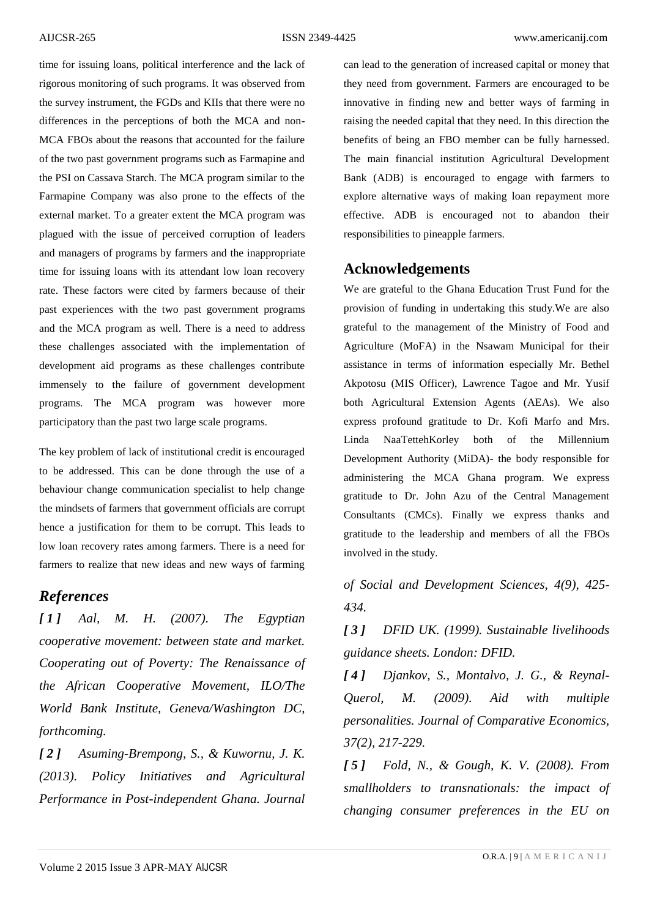time for issuing loans, political interference and the lack of rigorous monitoring of such programs. It was observed from the survey instrument, the FGDs and KIIs that there were no differences in the perceptions of both the MCA and non-MCA FBOs about the reasons that accounted for the failure of the two past government programs such as Farmapine and the PSI on Cassava Starch. The MCA program similar to the Farmapine Company was also prone to the effects of the external market. To a greater extent the MCA program was plagued with the issue of perceived corruption of leaders and managers of programs by farmers and the inappropriate time for issuing loans with its attendant low loan recovery rate. These factors were cited by farmers because of their past experiences with the two past government programs and the MCA program as well. There is a need to address these challenges associated with the implementation of development aid programs as these challenges contribute immensely to the failure of government development programs. The MCA program was however more participatory than the past two large scale programs.

The key problem of lack of institutional credit is encouraged to be addressed. This can be done through the use of a behaviour change communication specialist to help change the mindsets of farmers that government officials are corrupt hence a justification for them to be corrupt. This leads to low loan recovery rates among farmers. There is a need for farmers to realize that new ideas and new ways of farming can lead to the generation of increased capital or money that they need from government. Farmers are encouraged to be innovative in finding new and better ways of farming in raising the needed capital that they need. In this direction the benefits of being an FBO member can be fully harnessed. The main financial institution Agricultural Development Bank (ADB) is encouraged to engage with farmers to explore alternative ways of making loan repayment more effective. ADB is encouraged not to abandon their responsibilities to pineapple farmers.

## Acknowledgements

We are grateful to the Ghana Education Trust Fund for the provision of funding in undertaking this study.We are also grateful to the management of the Ministry of Food and Agriculture (MoFA) in the Nsawam Municipal for their assistance in terms of information especially Mr. Bethel Akpotosu (MIS Officer), Lawrence Tagoe and Mr. Yusif both Agricultural Extension Agents (AEAs). We also express profound gratitude to Dr. Kofi Marfo and Mrs. Linda NaaTettehKorley both of the Millennium Development Authority (MiDA)- the body responsible for administering the MCA Ghana program. We express gratitude to Dr. John Azu of the Central Management Consultants (CMCs). Finally we express thanks and gratitude to the leadership and members of all the FBOs involved in the study.

## *References*

*[1] Aal, M. H. (2007). The Egyptian cooperative movement: between state and market. Cooperating out of Poverty: The Renaissance of the African Cooperative Movement, ILO/The World Bank Institute, Geneva/Washington DC, forthcoming.*

*[2] Asuming-Brempong, S., & Kuwornu, J. K. (2013). Policy Initiatives and Agricultural Performance in Post-independent Ghana. Journal of Social and Development Sciences, 4(9), 425-434.*

*[3] DFID UK. (1999). Sustainable livelihoods guidance sheets. London: DFID.*

*[4] Djankov, S., Montalvo, J. G., & Reynal-Querol, M. (2009). Aid with multiple personalities. Journal of Comparative Economics, 37(2), 217-229.*

*[5] Fold, N., & Gough, K. V. (2008). From smallholders to transnationals: the impact of changing consumer preferences in the EU on*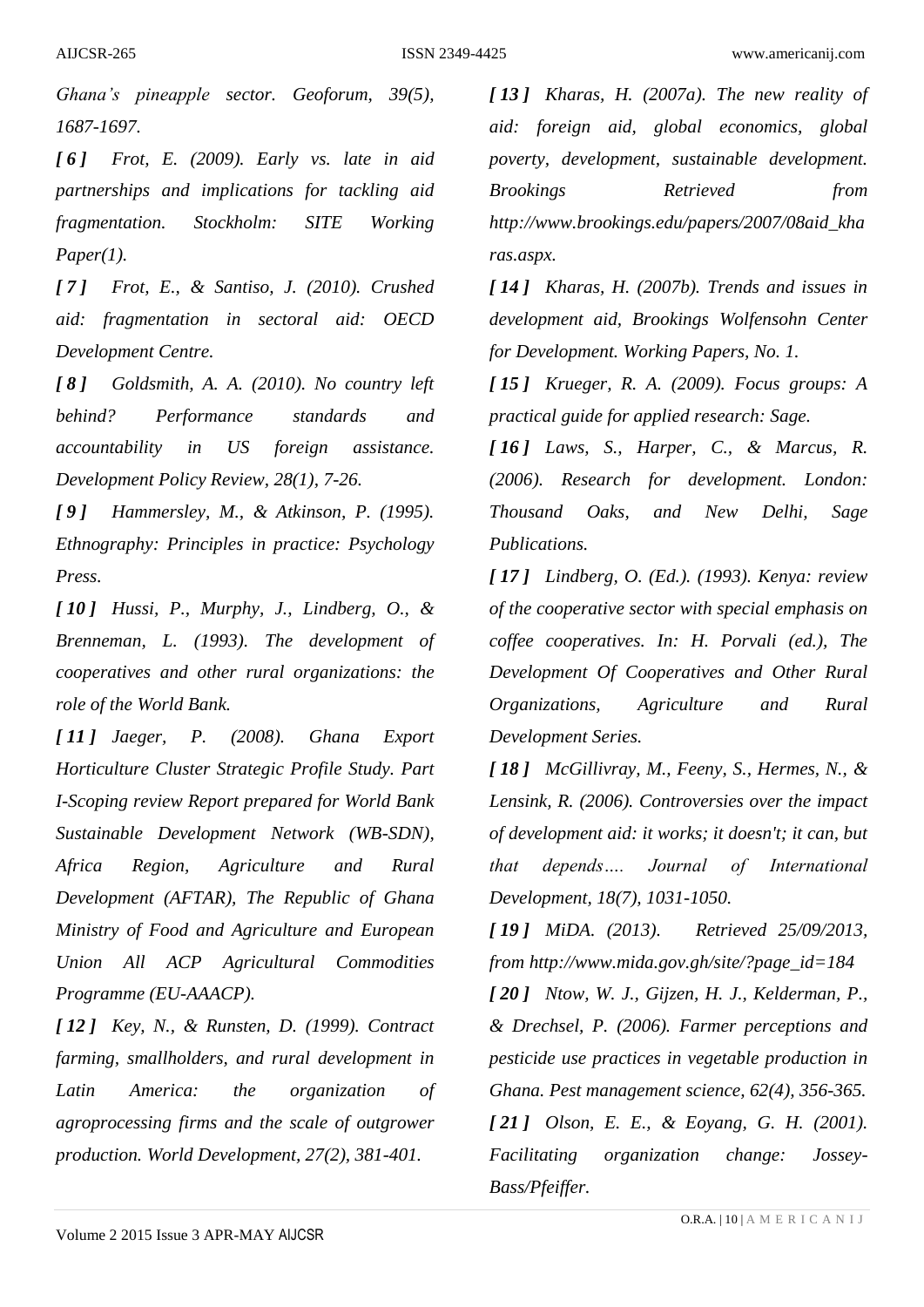*Ghana's pineapple sector. Geoforum, 39(5), 1687-1697.*

*[ 6 ] Frot, E. (2009). Early vs. late in aid partnerships and implications for tackling aid fragmentation. Stockholm: SITE Working Paper(1).*

*[ 7 ] Frot, E., & Santiso, J. (2010). Crushed aid: fragmentation in sectoral aid: OECD Development Centre.*

*[ 8 ] Goldsmith, A. A. (2010). No country left behind? Performance standards and accountability in US foreign assistance. Development Policy Review, 28(1), 7-26.*

*[ 9 ] Hammersley, M., & Atkinson, P. (1995). Ethnography: Principles in practice: Psychology Press.*

*[ 10 ] Hussi, P., Murphy, J., Lindberg, O., & Brenneman, L. (1993). The development of cooperatives and other rural organizations: the role of the World Bank.*

*[ 11 ] Jaeger, P. (2008). Ghana Export Horticulture Cluster Strategic Profile Study. Part I-Scoping review Report prepared for World Bank Sustainable Development Network (WB-SDN), Africa Region, Agriculture and Rural Development (AFTAR), The Republic of Ghana Ministry of Food and Agriculture and European Union All ACP Agricultural Commodities Programme (EU-AAACP).*

*[ 12 ] Key, N., & Runsten, D. (1999). Contract farming, smallholders, and rural development in Latin America: the organization of agroprocessing firms and the scale of outgrower production. World Development, 27(2), 381-401.*

*[ 13 ] Kharas, H. (2007a). The new reality of aid: foreign aid, global economics, global poverty, development, sustainable development. Brookings Retrieved from http://www.brookings.edu/papers/2007/08aid_kharas.aspx.*

*[ 14 ] Kharas, H. (2007b). Trends and issues in development aid, Brookings Wolfensohn Center for Development. Working Papers, No. 1.*

*[ 15 ] Krueger, R. A. (2009). Focus groups: A practical guide for applied research: Sage.*

*[ 16 ] Laws, S., Harper, C., & Marcus, R. (2006). Research for development. London: Thousand Oaks, and New Delhi, Sage Publications.*

*[ 17 ] Lindberg, O. (Ed.). (1993). Kenya: review of the cooperative sector with special emphasis on coffee cooperatives. In: H. Porvali (ed.), The Development Of Cooperatives and Other Rural Organizations, Agriculture and Rural Development Series.*

*[ 18 ] McGillivray, M., Feeny, S., Hermes, N., & Lensink, R. (2006). Controversies over the impact of development aid: it works; it doesn't; it can, but that depends…. Journal of International Development, 18(7), 1031-1050.*

*[ 19 ] MiDA. (2013). Retrieved 25/09/2013, from http://www.mida.gov.gh/site/?page_id=184*

*[ 20 ] Ntow, W. J., Gijzen, H. J., Kelderman, P., & Drechsel, P. (2006). Farmer perceptions and pesticide use practices in vegetable production in Ghana. Pest management science, 62(4), 356-365.*

*[ 21 ] Olson, E. E., & Eoyang, G. H. (2001). Facilitating organization change: Jossey-Bass/Pfeiffer.*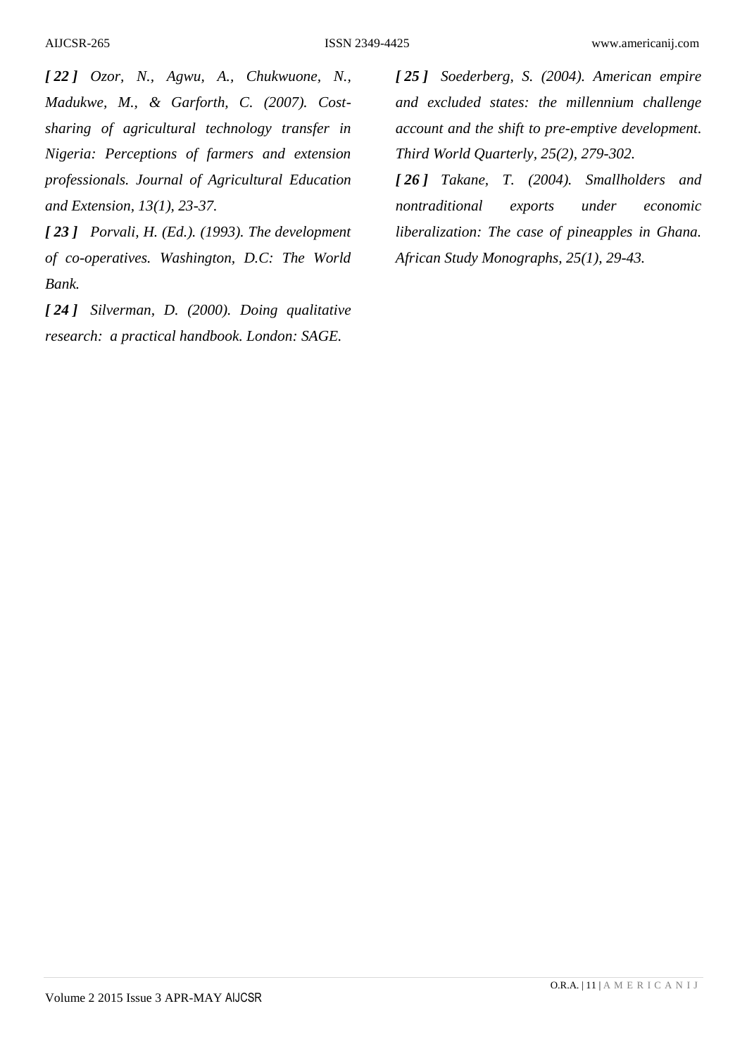*[ 22 ] Ozor, N., Agwu, A., Chukwuone, N., Madukwe, M., & Garforth, C. (2007). Cost-sharing of agricultural technology transfer in Nigeria: Perceptions of farmers and extension professionals. Journal of Agricultural Education and Extension, 13(1), 23-37.*

*[ 23 ] Porvali, H. (Ed.). (1993). The development of co-operatives. Washington, D.C: The World Bank.*

*[ 24 ] Silverman, D. (2000). Doing qualitative research: a practical handbook. London: SAGE.*

*[ 25 ] Soederberg, S. (2004). American empire and excluded states: the millennium challenge account and the shift to pre-emptive development. Third World Quarterly, 25(2), 279-302.*

*[ 26 ] Takane, T. (2004). Smallholders and nontraditional exports under economic liberalization: The case of pineapples in Ghana. African Study Monographs, 25(1), 29-43.*